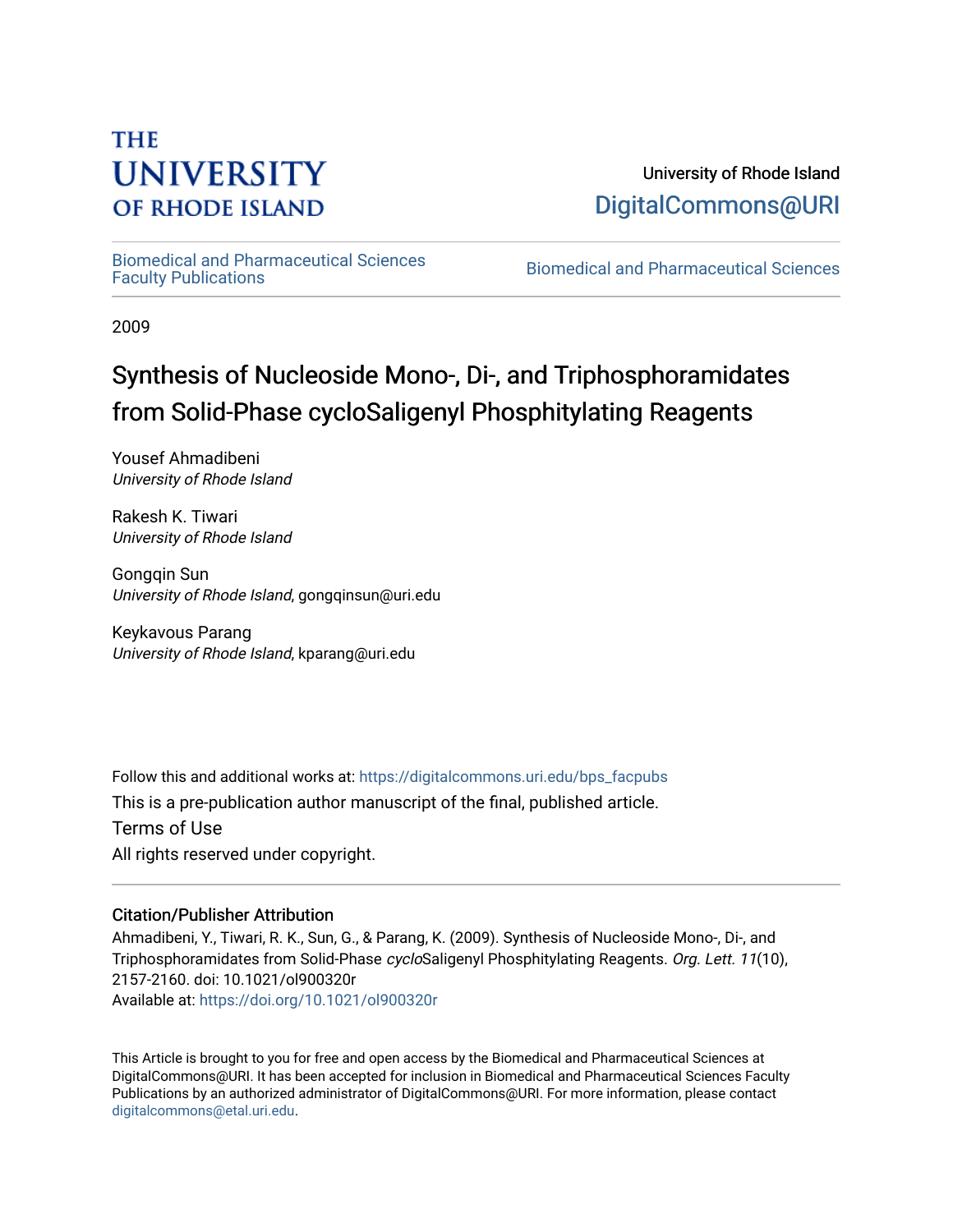# THE UNIVERSITY OF RHODE ISLAND

University of Rhode Island
DigitalCommons@URI

Biomedical and Pharmaceutical Sciences Faculty Publications

Biomedical and Pharmaceutical Sciences

2009

# Synthesis of Nucleoside Mono-, Di-, and Triphosphoramidates from Solid-Phase cycloSaligenyl Phosphitylating Reagents

Yousef Ahmadibeni
*University of Rhode Island*

Rakesh K. Tiwari
*University of Rhode Island*

Gongqin Sun
*University of Rhode Island*, gongqinsun@uri.edu

Keykavous Parang
*University of Rhode Island*, kparang@uri.edu

Follow this and additional works at: https://digitalcommons.uri.edu/bps_facpubs

This is a pre-publication author manuscript of the final, published article.

Terms of Use

All rights reserved under copyright.

### Citation/Publisher Attribution

Ahmadibeni, Y., Tiwari, R. K., Sun, G., & Parang, K. (2009). Synthesis of Nucleoside Mono-, Di-, and Triphosphoramidates from Solid-Phase *cyclo*Saligenyl Phosphitylating Reagents. *Org. Lett. 11*(10), 2157-2160. doi: 10.1021/ol900320r

Available at: https://doi.org/10.1021/ol900320r

This Article is brought to you for free and open access by the Biomedical and Pharmaceutical Sciences at DigitalCommons@URI. It has been accepted for inclusion in Biomedical and Pharmaceutical Sciences Faculty Publications by an authorized administrator of DigitalCommons@URI. For more information, please contact digitalcommons@etal.uri.edu.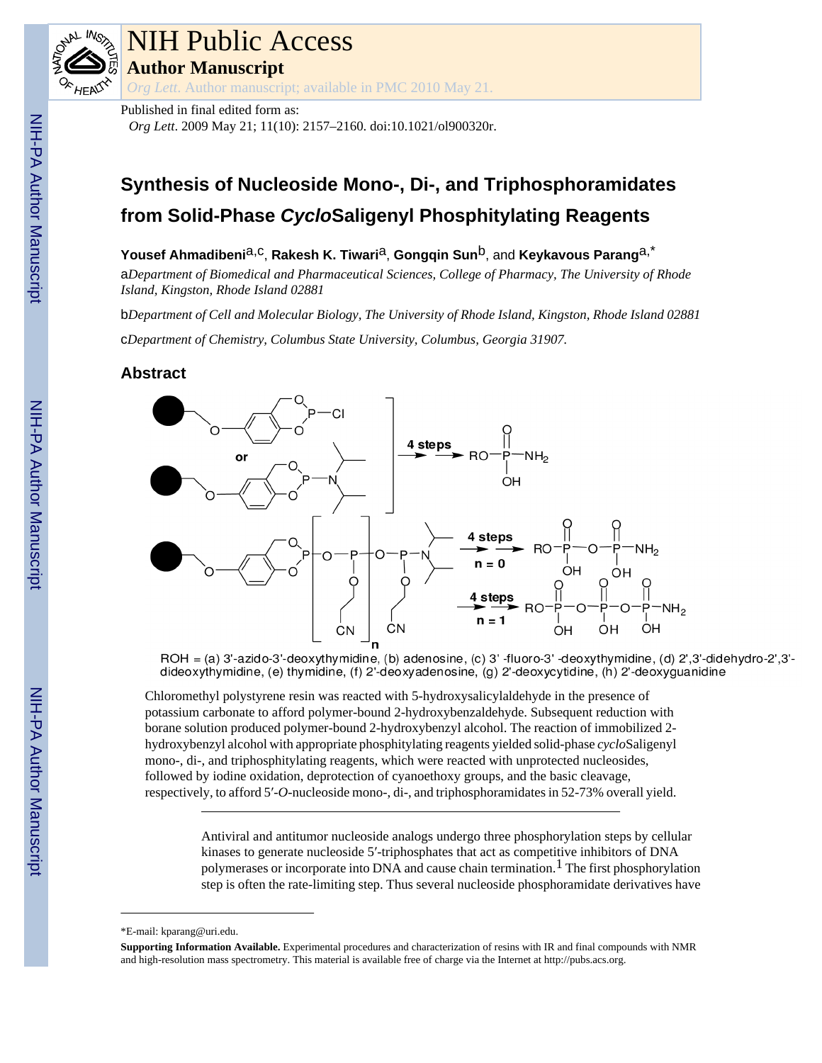# NIH Public Access

## Author Manuscript

*Org Lett*. Author manuscript; available in PMC 2010 May 21.

Published in final edited form as:

*Org Lett*. 2009 May 21; 11(10): 2157–2160. doi:10.1021/ol900320r.

# Synthesis of Nucleoside Mono-, Di-, and Triphosphoramidates from Solid-Phase *Cyclo*Saligenyl Phosphitylating Reagents

**Yousef Ahmadibeni**[a,c], **Rakesh K. Tiwari**[a], **Gongqin Sun**[b], and **Keykavous Parang**[a,*]

[a]*Department of Biomedical and Pharmaceutical Sciences, College of Pharmacy, The University of Rhode Island, Kingston, Rhode Island 02881*

[b]*Department of Cell and Molecular Biology, The University of Rhode Island, Kingston, Rhode Island 02881*

[c]*Department of Chemistry, Columbus State University, Columbus, Georgia 31907.*

## Abstract

ROH = (a) 3'-azido-3'-deoxythymidine, (b) adenosine, (c) 3' -fluoro-3' -deoxythymidine, (d) 2',3'-didehydro-2',3'-dideoxythymidine, (e) thymidine, (f) 2'-deoxyadenosine, (g) 2'-deoxycytidine, (h) 2'-deoxyguanidine

Chloromethyl polystyrene resin was reacted with 5-hydroxysalicylaldehyde in the presence of potassium carbonate to afford polymer-bound 2-hydroxybenzaldehyde. Subsequent reduction with borane solution produced polymer-bound 2-hydroxybenzyl alcohol. The reaction of immobilized 2-hydroxybenzyl alcohol with appropriate phosphitylating reagents yielded solid-phase *cyclo*Saligenyl mono-, di-, and triphosphitylating reagents, which were reacted with unprotected nucleosides, followed by iodine oxidation, deprotection of cyanoethoxy groups, and the basic cleavage, respectively, to afford 5′-*O*-nucleoside mono-, di-, and triphosphoramidates in 52-73% overall yield.

---

Antiviral and antitumor nucleoside analogs undergo three phosphorylation steps by cellular kinases to generate nucleoside 5′-triphosphates that act as competitive inhibitors of DNA polymerases or incorporate into DNA and cause chain termination.[1] The first phosphorylation step is often the rate-limiting step. Thus several nucleoside phosphoramidate derivatives have

---

*E-mail: kparang@uri.edu.

**Supporting Information Available.** Experimental procedures and characterization of resins with IR and final compounds with NMR and high-resolution mass spectrometry. This material is available free of charge via the Internet at http://pubs.acs.org.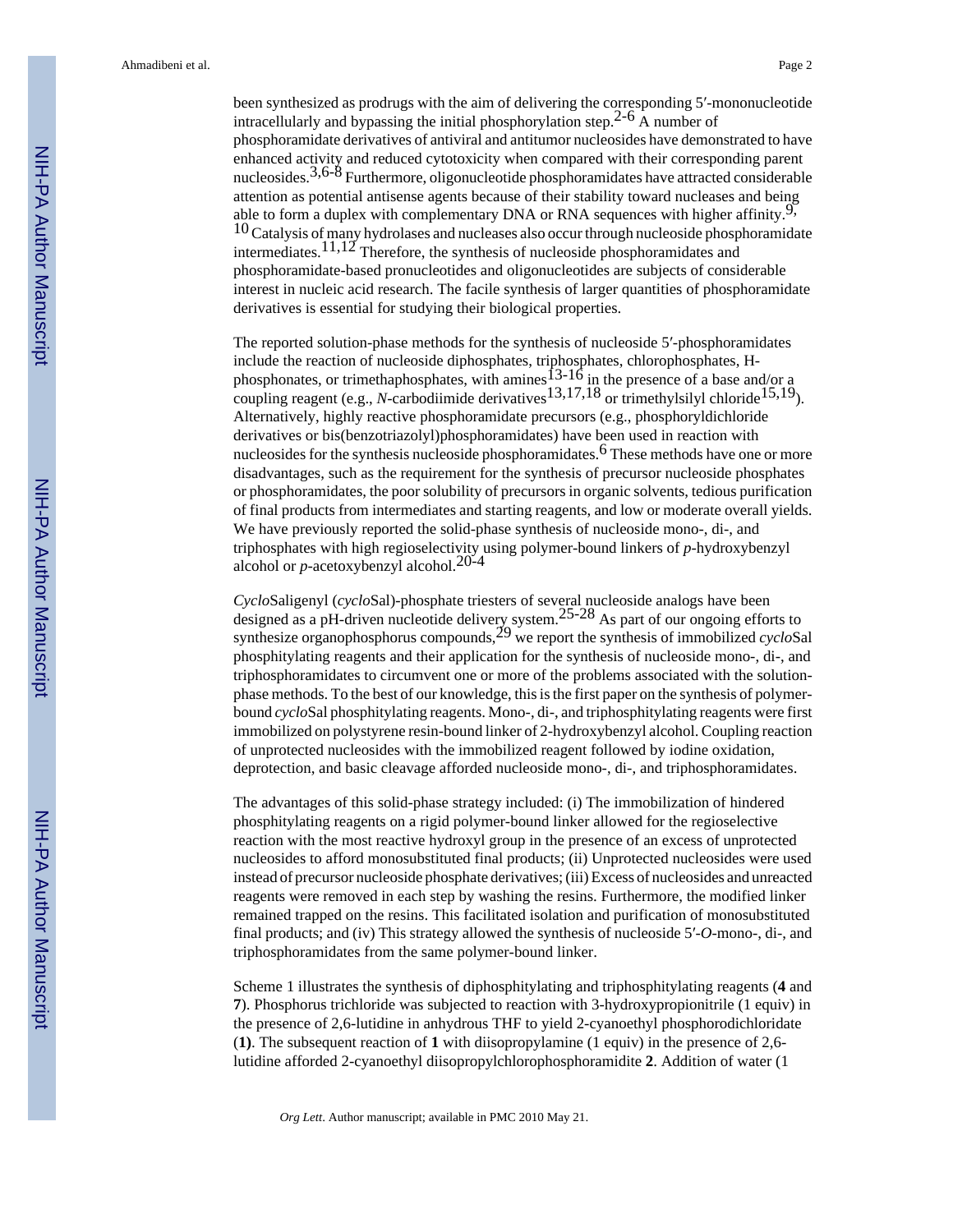been synthesized as prodrugs with the aim of delivering the corresponding 5′-mononucleotide intracellularly and bypassing the initial phosphorylation step.[2-6] A number of phosphoramidate derivatives of antiviral and antitumor nucleosides have demonstrated to have enhanced activity and reduced cytotoxicity when compared with their corresponding parent nucleosides.[3,6-8] Furthermore, oligonucleotide phosphoramidates have attracted considerable attention as potential antisense agents because of their stability toward nucleases and being able to form a duplex with complementary DNA or RNA sequences with higher affinity.[9,10] Catalysis of many hydrolases and nucleases also occur through nucleoside phosphoramidate intermediates.[11,12] Therefore, the synthesis of nucleoside phosphoramidates and phosphoramidate-based pronucleotides and oligonucleotides are subjects of considerable interest in nucleic acid research. The facile synthesis of larger quantities of phosphoramidate derivatives is essential for studying their biological properties.

The reported solution-phase methods for the synthesis of nucleoside 5′-phosphoramidates include the reaction of nucleoside diphosphates, triphosphates, chlorophosphates, H-phosphonates, or trimethaphosphates, with amines[13-16] in the presence of a base and/or a coupling reagent (e.g., *N*-carbodiimide derivatives[13,17,18] or trimethylsilyl chloride[15,19]). Alternatively, highly reactive phosphoramidate precursors (e.g., phosphoryldichloride derivatives or bis(benzotriazolyl)phosphoramidates) have been used in reaction with nucleosides for the synthesis nucleoside phosphoramidates.[6] These methods have one or more disadvantages, such as the requirement for the synthesis of precursor nucleoside phosphates or phosphoramidates, the poor solubility of precursors in organic solvents, tedious purification of final products from intermediates and starting reagents, and low or moderate overall yields. We have previously reported the solid-phase synthesis of nucleoside mono-, di-, and triphosphates with high regioselectivity using polymer-bound linkers of *p*-hydroxybenzyl alcohol or *p*-acetoxybenzyl alcohol.[20-4]

*Cyclo*Saligenyl (*cyclo*Sal)-phosphate triesters of several nucleoside analogs have been designed as a pH-driven nucleotide delivery system.[25-28] As part of our ongoing efforts to synthesize organophosphorus compounds,[29] we report the synthesis of immobilized *cyclo*Sal phosphitylating reagents and their application for the synthesis of nucleoside mono-, di-, and triphosphoramidates to circumvent one or more of the problems associated with the solution-phase methods. To the best of our knowledge, this is the first paper on the synthesis of polymer-bound *cyclo*Sal phosphitylating reagents. Mono-, di-, and triphosphitylating reagents were first immobilized on polystyrene resin-bound linker of 2-hydroxybenzyl alcohol. Coupling reaction of unprotected nucleosides with the immobilized reagent followed by iodine oxidation, deprotection, and basic cleavage afforded nucleoside mono-, di-, and triphosphoramidates.

The advantages of this solid-phase strategy included: (i) The immobilization of hindered phosphitylating reagents on a rigid polymer-bound linker allowed for the regioselective reaction with the most reactive hydroxyl group in the presence of an excess of unprotected nucleosides to afford monosubstituted final products; (ii) Unprotected nucleosides were used instead of precursor nucleoside phosphate derivatives; (iii) Excess of nucleosides and unreacted reagents were removed in each step by washing the resins. Furthermore, the modified linker remained trapped on the resins. This facilitated isolation and purification of monosubstituted final products; and (iv) This strategy allowed the synthesis of nucleoside 5′-*O*-mono-, di-, and triphosphoramidates from the same polymer-bound linker.

Scheme 1 illustrates the synthesis of diphosphitylating and triphosphitylating reagents (**4** and **7**). Phosphorus trichloride was subjected to reaction with 3-hydroxypropionitrile (1 equiv) in the presence of 2,6-lutidine in anhydrous THF to yield 2-cyanoethyl phosphorodichloridate (**1**). The subsequent reaction of **1** with diisopropylamine (1 equiv) in the presence of 2,6-lutidine afforded 2-cyanoethyl diisopropylchlorophosphoramidite **2**. Addition of water (1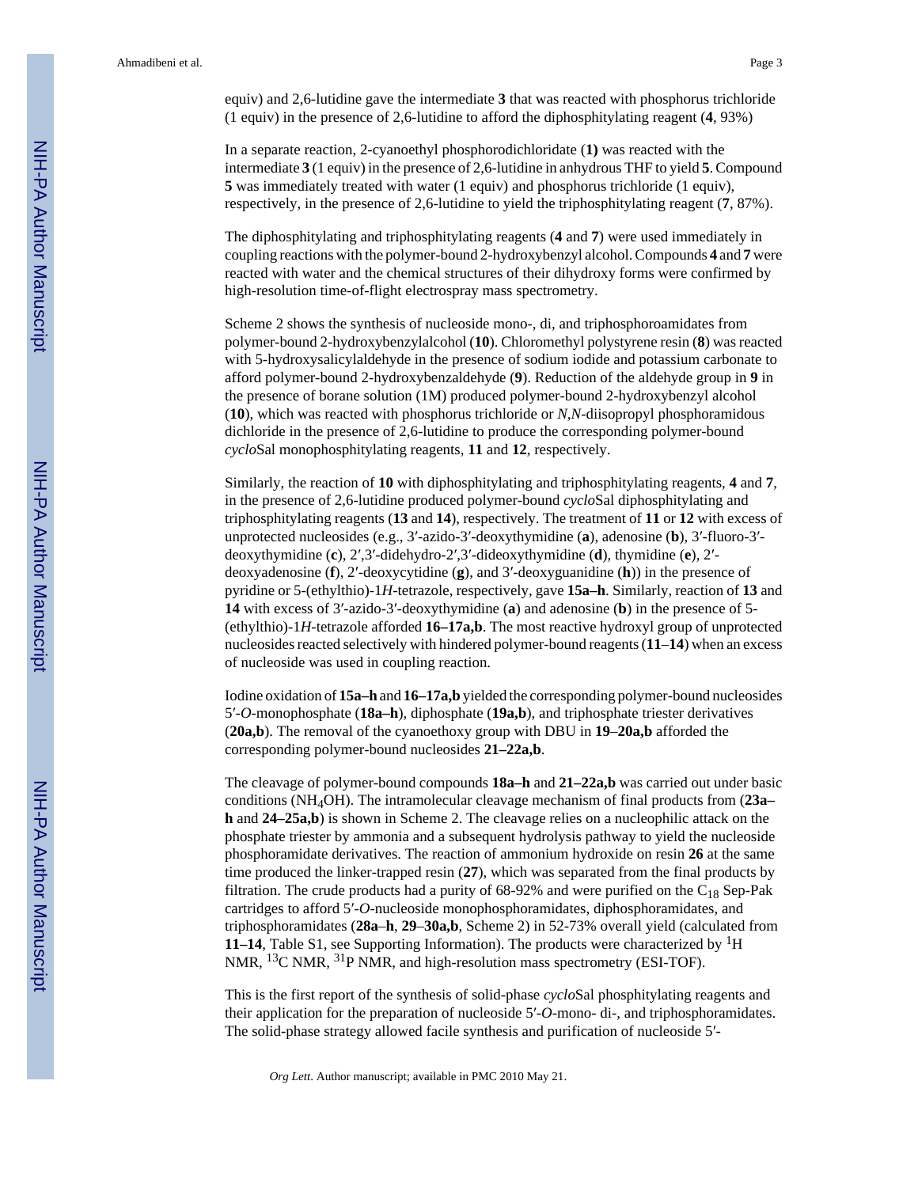equiv) and 2,6-lutidine gave the intermediate **3** that was reacted with phosphorus trichloride (1 equiv) in the presence of 2,6-lutidine to afford the diphosphitylating reagent (**4**, 93%)

In a separate reaction, 2-cyanoethyl phosphorodichloridate (**1)** was reacted with the intermediate **3** (1 equiv) in the presence of 2,6-lutidine in anhydrous THF to yield **5**. Compound **5** was immediately treated with water (1 equiv) and phosphorus trichloride (1 equiv), respectively, in the presence of 2,6-lutidine to yield the triphosphitylating reagent (**7**, 87%).

The diphosphitylating and triphosphitylating reagents (**4** and **7**) were used immediately in coupling reactions with the polymer-bound 2-hydroxybenzyl alcohol. Compounds **4** and **7** were reacted with water and the chemical structures of their dihydroxy forms were confirmed by high-resolution time-of-flight electrospray mass spectrometry.

Scheme 2 shows the synthesis of nucleoside mono-, di, and triphosphoroamidates from polymer-bound 2-hydroxybenzylalcohol (**10**). Chloromethyl polystyrene resin (**8**) was reacted with 5-hydroxysalicylaldehyde in the presence of sodium iodide and potassium carbonate to afford polymer-bound 2-hydroxybenzaldehyde (**9**). Reduction of the aldehyde group in **9** in the presence of borane solution (1M) produced polymer-bound 2-hydroxybenzyl alcohol (**10**), which was reacted with phosphorus trichloride or *N*,*N*-diisopropyl phosphoramidous dichloride in the presence of 2,6-lutidine to produce the corresponding polymer-bound *cyclo*Sal monophosphitylating reagents, **11** and **12**, respectively.

Similarly, the reaction of **10** with diphosphitylating and triphosphitylating reagents, **4** and **7**, in the presence of 2,6-lutidine produced polymer-bound *cyclo*Sal diphosphitylating and triphosphitylating reagents (**13** and **14**), respectively. The treatment of **11** or **12** with excess of unprotected nucleosides (e.g., 3′-azido-3′-deoxythymidine (**a**), adenosine (**b**), 3′-fluoro-3′-deoxythymidine (**c**), 2′,3′-didehydro-2′,3′-dideoxythymidine (**d**), thymidine (**e**), 2′-deoxyadenosine (**f**), 2′-deoxycytidine (**g**), and 3′-deoxyguanidine (**h**)) in the presence of pyridine or 5-(ethylthio)-1*H*-tetrazole, respectively, gave **15a–h**. Similarly, reaction of **13** and **14** with excess of 3′-azido-3′-deoxythymidine (**a**) and adenosine (**b**) in the presence of 5-(ethylthio)-1*H*-tetrazole afforded **16–17a,b**. The most reactive hydroxyl group of unprotected nucleosides reacted selectively with hindered polymer-bound reagents (**11–14**) when an excess of nucleoside was used in coupling reaction.

Iodine oxidation of **15a–h** and **16–17a,b** yielded the corresponding polymer-bound nucleosides 5′-*O*-monophosphate (**18a–h**), diphosphate (**19a,b**), and triphosphate triester derivatives (**20a,b**). The removal of the cyanoethoxy group with DBU in **19**–**20a,b** afforded the corresponding polymer-bound nucleosides **21–22a,b**.

The cleavage of polymer-bound compounds **18a–h** and **21–22a,b** was carried out under basic conditions ($NH_4OH$). The intramolecular cleavage mechanism of final products from (**23a–h** and **24–25a,b**) is shown in Scheme 2. The cleavage relies on a nucleophilic attack on the phosphate triester by ammonia and a subsequent hydrolysis pathway to yield the nucleoside phosphoramidate derivatives. The reaction of ammonium hydroxide on resin **26** at the same time produced the linker-trapped resin (**27**), which was separated from the final products by filtration. The crude products had a purity of 68-92% and were purified on the $C_{18}$ Sep-Pak cartridges to afford 5′-*O*-nucleoside monophosphoramidates, diphosphoramidates, and triphosphoramidates (**28a**–**h**, **29**–**30a,b**, Scheme 2) in 52-73% overall yield (calculated from **11–14**, Table S1, see Supporting Information). The products were characterized by $^{1}$H NMR, $^{13}$C NMR, $^{31}$P NMR, and high-resolution mass spectrometry (ESI-TOF).

This is the first report of the synthesis of solid-phase *cyclo*Sal phosphitylating reagents and their application for the preparation of nucleoside 5′-*O*-mono- di-, and triphosphoramidates. The solid-phase strategy allowed facile synthesis and purification of nucleoside 5′-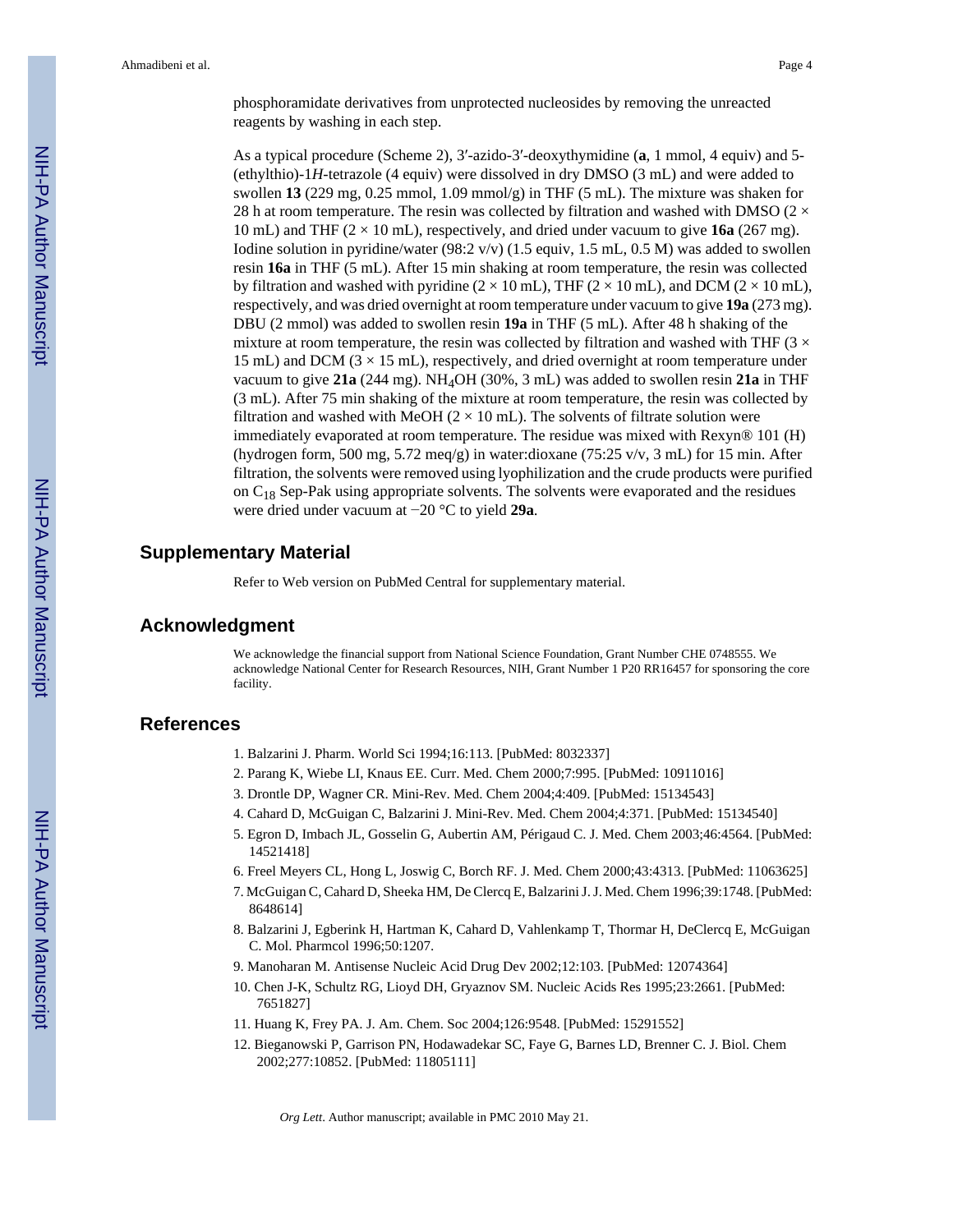phosphoramidate derivatives from unprotected nucleosides by removing the unreacted reagents by washing in each step.

As a typical procedure (Scheme 2), 3′-azido-3′-deoxythymidine (**a**, 1 mmol, 4 equiv) and 5-(ethylthio)-1*H*-tetrazole (4 equiv) were dissolved in dry DMSO (3 mL) and were added to swollen **13** (229 mg, 0.25 mmol, 1.09 mmol/g) in THF (5 mL). The mixture was shaken for 28 h at room temperature. The resin was collected by filtration and washed with DMSO (2 × 10 mL) and THF (2 × 10 mL), respectively, and dried under vacuum to give **16a** (267 mg). Iodine solution in pyridine/water (98:2 v/v) (1.5 equiv, 1.5 mL, 0.5 M) was added to swollen resin **16a** in THF (5 mL). After 15 min shaking at room temperature, the resin was collected by filtration and washed with pyridine (2 × 10 mL), THF (2 × 10 mL), and DCM (2 × 10 mL), respectively, and was dried overnight at room temperature under vacuum to give **19a** (273 mg). DBU (2 mmol) was added to swollen resin **19a** in THF (5 mL). After 48 h shaking of the mixture at room temperature, the resin was collected by filtration and washed with THF (3 × 15 mL) and DCM (3 × 15 mL), respectively, and dried overnight at room temperature under vacuum to give **21a** (244 mg). $NH_4OH$ (30%, 3 mL) was added to swollen resin **21a** in THF (3 mL). After 75 min shaking of the mixture at room temperature, the resin was collected by filtration and washed with MeOH (2 × 10 mL). The solvents of filtrate solution were immediately evaporated at room temperature. The residue was mixed with Rexyn® 101 (H) (hydrogen form, 500 mg, 5.72 meq/g) in water:dioxane (75:25 v/v, 3 mL) for 15 min. After filtration, the solvents were removed using lyophilization and the crude products were purified on $C_{18}$ Sep-Pak using appropriate solvents. The solvents were evaporated and the residues were dried under vacuum at −20 °C to yield **29a**.

## Supplementary Material

Refer to Web version on PubMed Central for supplementary material.

## Acknowledgment

We acknowledge the financial support from National Science Foundation, Grant Number CHE 0748555. We acknowledge National Center for Research Resources, NIH, Grant Number 1 P20 RR16457 for sponsoring the core facility.

## References

1. Balzarini J. Pharm. World Sci 1994;16:113. [PubMed: 8032337]
2. Parang K, Wiebe LI, Knaus EE. Curr. Med. Chem 2000;7:995. [PubMed: 10911016]
3. Drontle DP, Wagner CR. Mini-Rev. Med. Chem 2004;4:409. [PubMed: 15134543]
4. Cahard D, McGuigan C, Balzarini J. Mini-Rev. Med. Chem 2004;4:371. [PubMed: 15134540]
5. Egron D, Imbach JL, Gosselin G, Aubertin AM, Périgaud C. J. Med. Chem 2003;46:4564. [PubMed: 14521418]
6. Freel Meyers CL, Hong L, Joswig C, Borch RF. J. Med. Chem 2000;43:4313. [PubMed: 11063625]
7. McGuigan C, Cahard D, Sheeka HM, De Clercq E, Balzarini J. J. Med. Chem 1996;39:1748. [PubMed: 8648614]
8. Balzarini J, Egberink H, Hartman K, Cahard D, Vahlenkamp T, Thormar H, DeClercq E, McGuigan C. Mol. Pharmcol 1996;50:1207.
9. Manoharan M. Antisense Nucleic Acid Drug Dev 2002;12:103. [PubMed: 12074364]
10. Chen J-K, Schultz RG, Lioyd DH, Gryaznov SM. Nucleic Acids Res 1995;23:2661. [PubMed: 7651827]
11. Huang K, Frey PA. J. Am. Chem. Soc 2004;126:9548. [PubMed: 15291552]
12. Bieganowski P, Garrison PN, Hodawadekar SC, Faye G, Barnes LD, Brenner C. J. Biol. Chem 2002;277:10852. [PubMed: 11805111]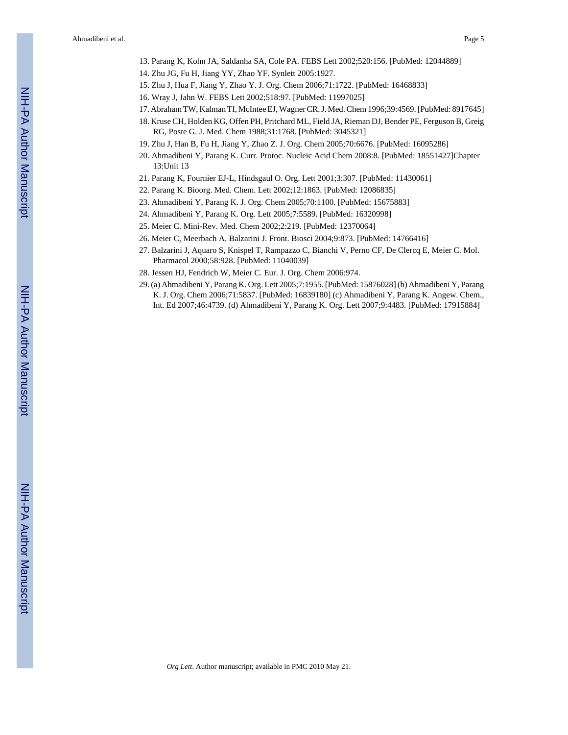13. Parang K, Kohn JA, Saldanha SA, Cole PA. FEBS Lett 2002;520:156. [PubMed: 12044889]
14. Zhu JG, Fu H, Jiang YY, Zhao YF. Synlett 2005:1927.
15. Zhu J, Hua F, Jiang Y, Zhao Y. J. Org. Chem 2006;71:1722. [PubMed: 16468833]
16. Wray J, Jahn W. FEBS Lett 2002;518:97. [PubMed: 11997025]
17. Abraham TW, Kalman TI, McIntee EJ, Wagner CR. J. Med. Chem 1996;39:4569. [PubMed: 8917645]
18. Kruse CH, Holden KG, Offen PH, Pritchard ML, Field JA, Rieman DJ, Bender PE, Ferguson B, Greig RG, Poste G. J. Med. Chem 1988;31:1768. [PubMed: 3045321]
19. Zhu J, Han B, Fu H, Jiang Y, Zhao Z. J. Org. Chem 2005;70:6676. [PubMed: 16095286]
20. Ahmadibeni Y, Parang K. Curr. Protoc. Nucleic Acid Chem 2008:8. [PubMed: 18551427]Chapter 13:Unit 13
21. Parang K, Fournier EJ-L, Hindsgaul O. Org. Lett 2001;3:307. [PubMed: 11430061]
22. Parang K. Bioorg. Med. Chem. Lett 2002;12:1863. [PubMed: 12086835]
23. Ahmadibeni Y, Parang K. J. Org. Chem 2005;70:1100. [PubMed: 15675883]
24. Ahmadibeni Y, Parang K. Org. Lett 2005;7:5589. [PubMed: 16320998]
25. Meier C. Mini-Rev. Med. Chem 2002;2:219. [PubMed: 12370064]
26. Meier C, Meerbach A, Balzarini J. Front. Biosci 2004;9:873. [PubMed: 14766416]
27. Balzarini J, Aquaro S, Knispel T, Rampazzo C, Bianchi V, Perno CF, De Clercq E, Meier C. Mol. Pharmacol 2000;58:928. [PubMed: 11040039]
28. Jessen HJ, Fendrich W, Meier C. Eur. J. Org. Chem 2006:974.
29. (a) Ahmadibeni Y, Parang K. Org. Lett 2005;7:1955. [PubMed: 15876028] (b) Ahmadibeni Y, Parang K. J. Org. Chem 2006;71:5837. [PubMed: 16839180] (c) Ahmadibeni Y, Parang K. Angew. Chem., Int. Ed 2007;46:4739. (d) Ahmadibeni Y, Parang K. Org. Lett 2007;9:4483. [PubMed: 17915884]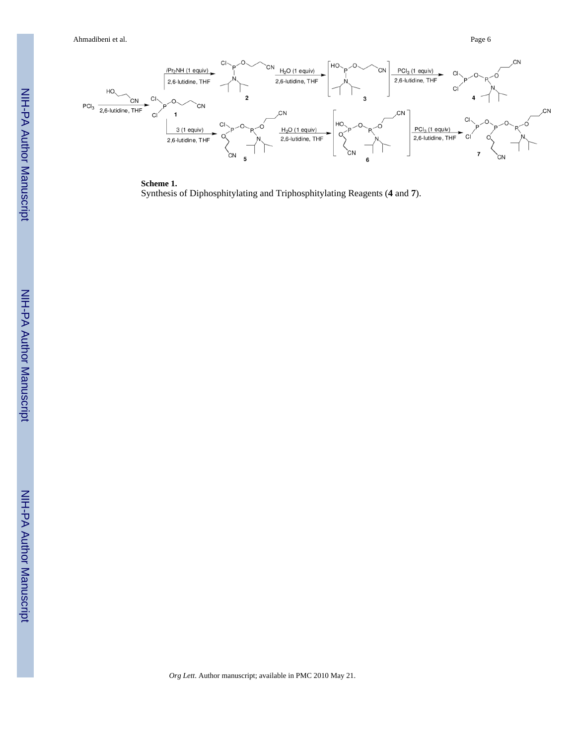**Scheme 1.**

Synthesis of Diphosphitylating and Triphosphitylating Reagents (**4** and **7**).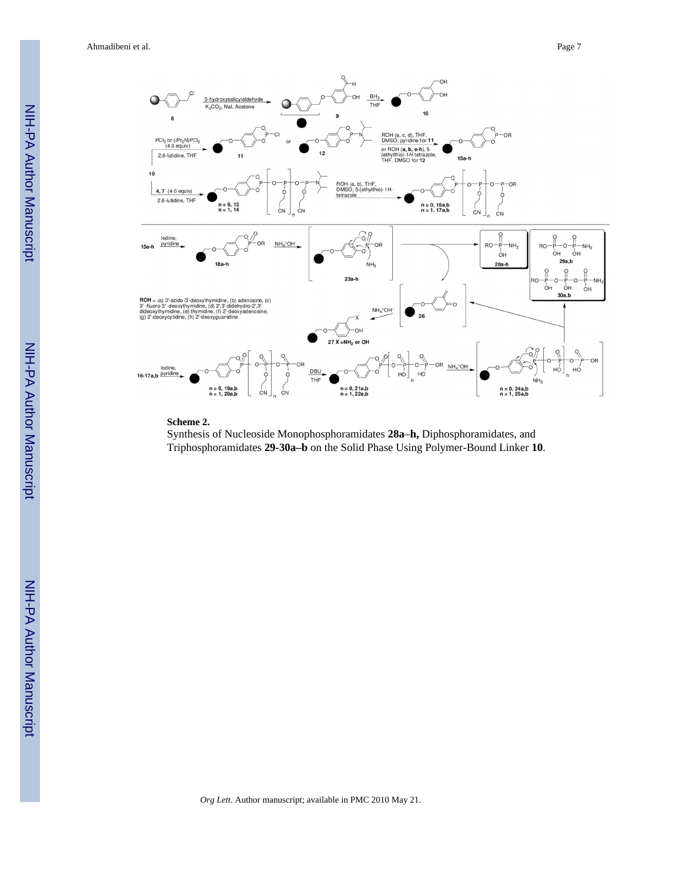**Scheme 2.**

Synthesis of Nucleoside Monophosphoramidates **28a–h,** Diphosphoramidates, and Triphosphoramidates **29-30a–b** on the Solid Phase Using Polymer-Bound Linker **10**.